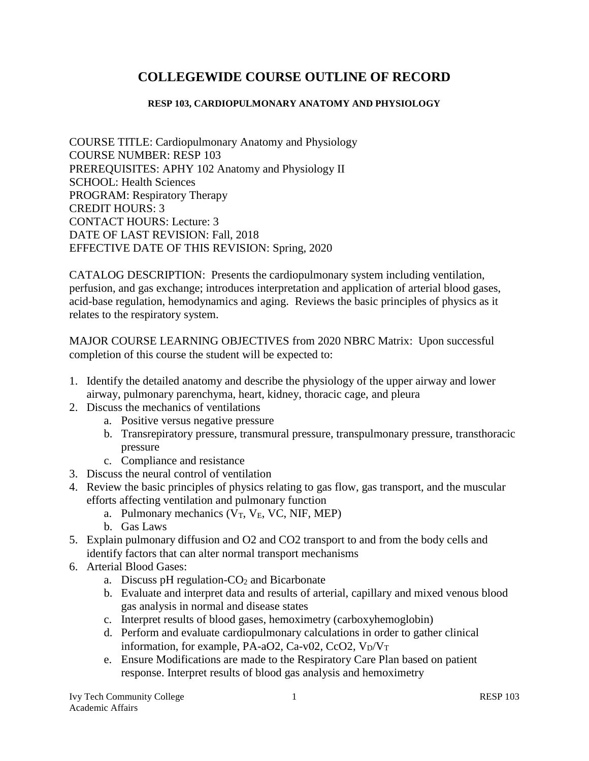# COLLEGEWIDE COURSE OUTLINE OF RECORD

### RESP 103, CARDIOPULMONARY ANATOMY AND PHYSIOLOGY

COURSE TITLE: Cardiopulmonary Anatomy and Physiology
COURSE NUMBER: RESP 103
PREREQUISITES: APHY 102 Anatomy and Physiology II
SCHOOL: Health Sciences
PROGRAM: Respiratory Therapy
CREDIT HOURS: 3
CONTACT HOURS: Lecture: 3
DATE OF LAST REVISION: Fall, 2018
EFFECTIVE DATE OF THIS REVISION: Spring, 2020

CATALOG DESCRIPTION: Presents the cardiopulmonary system including ventilation, perfusion, and gas exchange; introduces interpretation and application of arterial blood gases, acid-base regulation, hemodynamics and aging. Reviews the basic principles of physics as it relates to the respiratory system.

MAJOR COURSE LEARNING OBJECTIVES from 2020 NBRC Matrix: Upon successful completion of this course the student will be expected to:

1. Identify the detailed anatomy and describe the physiology of the upper airway and lower airway, pulmonary parenchyma, heart, kidney, thoracic cage, and pleura
2. Discuss the mechanics of ventilations
   a. Positive versus negative pressure
   b. Transrepiratory pressure, transmural pressure, transpulmonary pressure, transthoracic pressure
   c. Compliance and resistance
3. Discuss the neural control of ventilation
4. Review the basic principles of physics relating to gas flow, gas transport, and the muscular efforts affecting ventilation and pulmonary function
   a. Pulmonary mechanics ($V_T$, $V_E$, VC, NIF, MEP)
   b. Gas Laws
5. Explain pulmonary diffusion and O2 and CO2 transport to and from the body cells and identify factors that can alter normal transport mechanisms
6. Arterial Blood Gases:
   a. Discuss pH regulation-$CO_2$ and Bicarbonate
   b. Evaluate and interpret data and results of arterial, capillary and mixed venous blood gas analysis in normal and disease states
   c. Interpret results of blood gases, hemoximetry (carboxyhemoglobin)
   d. Perform and evaluate cardiopulmonary calculations in order to gather clinical information, for example, PA-aO2, Ca-v02, CcO2, $V_D/V_T$
   e. Ensure Modifications are made to the Respiratory Care Plan based on patient response. Interpret results of blood gas analysis and hemoximetry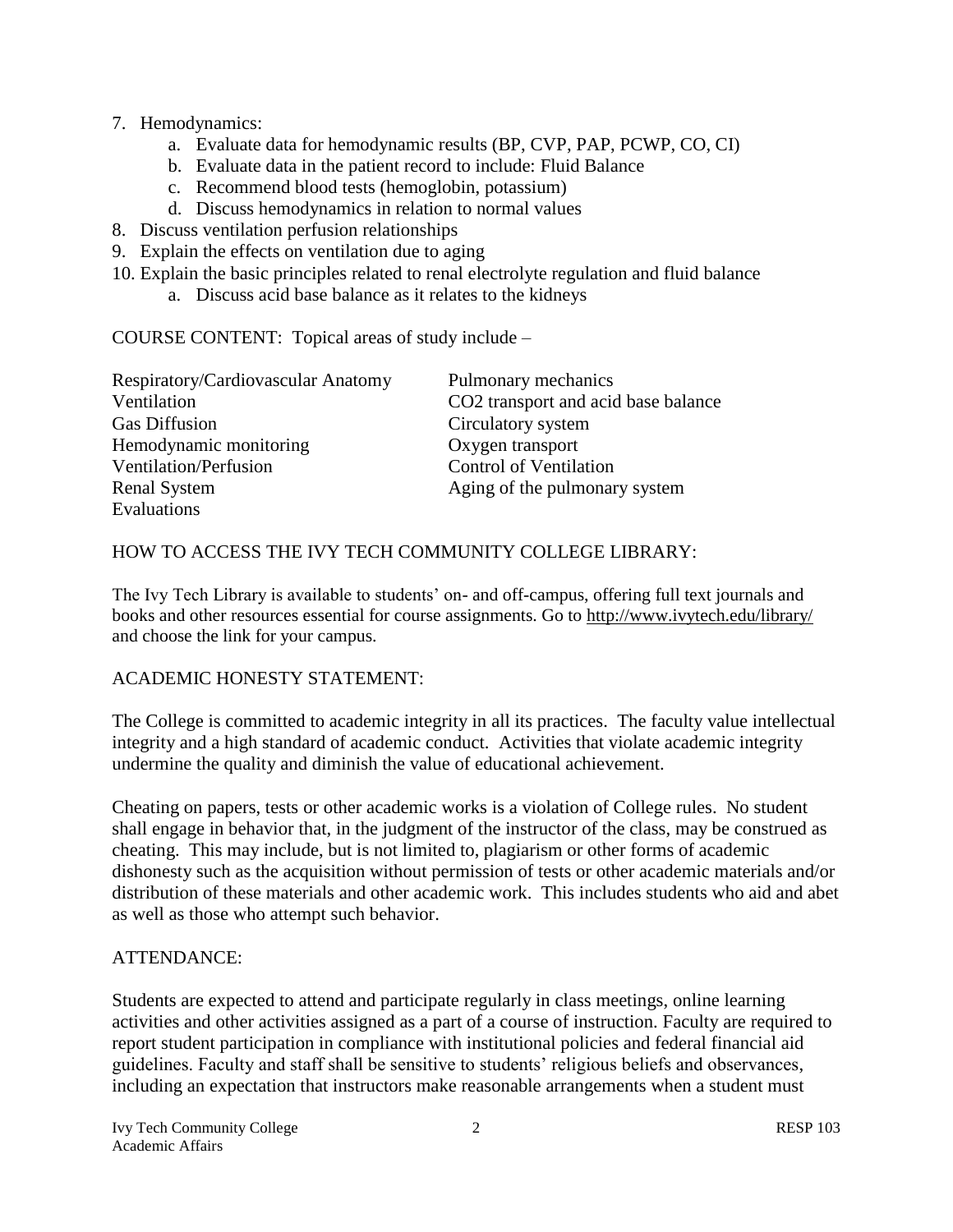7. Hemodynamics:
    a. Evaluate data for hemodynamic results (BP, CVP, PAP, PCWP, CO, CI)
    b. Evaluate data in the patient record to include: Fluid Balance
    c. Recommend blood tests (hemoglobin, potassium)
    d. Discuss hemodynamics in relation to normal values
8. Discuss ventilation perfusion relationships
9. Explain the effects on ventilation due to aging
10. Explain the basic principles related to renal electrolyte regulation and fluid balance
    a. Discuss acid base balance as it relates to the kidneys

COURSE CONTENT: Topical areas of study include –

| | |
|---|---|
| Respiratory/Cardiovascular Anatomy | Pulmonary mechanics |
| Ventilation | $CO_2$ transport and acid base balance |
| Gas Diffusion | Circulatory system |
| Hemodynamic monitoring | Oxygen transport |
| Ventilation/Perfusion | Control of Ventilation |
| Renal System | Aging of the pulmonary system |
| Evaluations | |

HOW TO ACCESS THE IVY TECH COMMUNITY COLLEGE LIBRARY:

The Ivy Tech Library is available to students' on- and off-campus, offering full text journals and books and other resources essential for course assignments. Go to http://www.ivytech.edu/library/ and choose the link for your campus.

ACADEMIC HONESTY STATEMENT:

The College is committed to academic integrity in all its practices. The faculty value intellectual integrity and a high standard of academic conduct. Activities that violate academic integrity undermine the quality and diminish the value of educational achievement.

Cheating on papers, tests or other academic works is a violation of College rules. No student shall engage in behavior that, in the judgment of the instructor of the class, may be construed as cheating. This may include, but is not limited to, plagiarism or other forms of academic dishonesty such as the acquisition without permission of tests or other academic materials and/or distribution of these materials and other academic work. This includes students who aid and abet as well as those who attempt such behavior.

ATTENDANCE:

Students are expected to attend and participate regularly in class meetings, online learning activities and other activities assigned as a part of a course of instruction. Faculty are required to report student participation in compliance with institutional policies and federal financial aid guidelines. Faculty and staff shall be sensitive to students' religious beliefs and observances, including an expectation that instructors make reasonable arrangements when a student must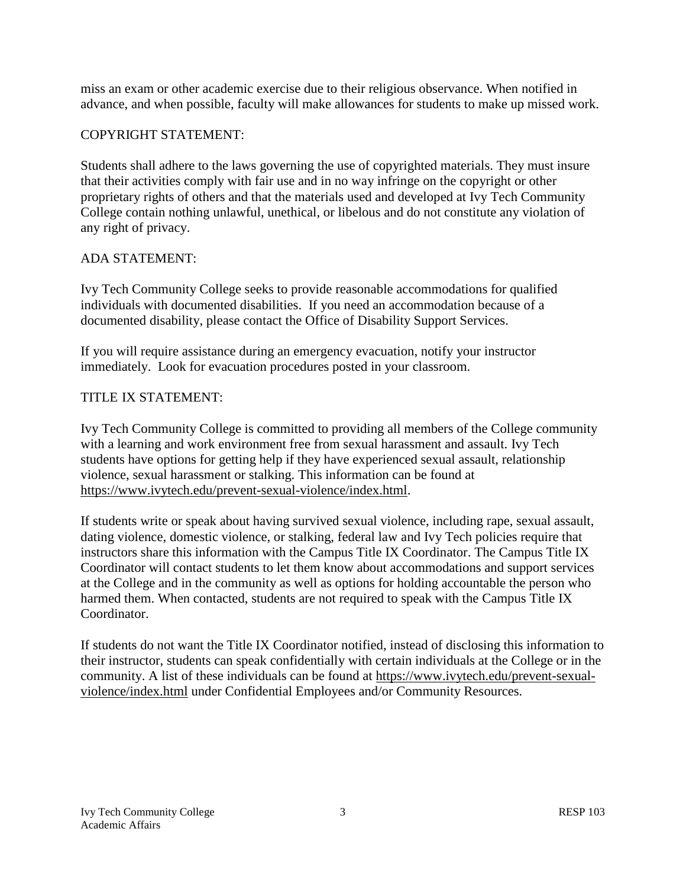miss an exam or other academic exercise due to their religious observance. When notified in advance, and when possible, faculty will make allowances for students to make up missed work.

## COPYRIGHT STATEMENT:

Students shall adhere to the laws governing the use of copyrighted materials. They must insure that their activities comply with fair use and in no way infringe on the copyright or other proprietary rights of others and that the materials used and developed at Ivy Tech Community College contain nothing unlawful, unethical, or libelous and do not constitute any violation of any right of privacy.

## ADA STATEMENT:

Ivy Tech Community College seeks to provide reasonable accommodations for qualified individuals with documented disabilities. If you need an accommodation because of a documented disability, please contact the Office of Disability Support Services.

If you will require assistance during an emergency evacuation, notify your instructor immediately. Look for evacuation procedures posted in your classroom.

## TITLE IX STATEMENT:

Ivy Tech Community College is committed to providing all members of the College community with a learning and work environment free from sexual harassment and assault. Ivy Tech students have options for getting help if they have experienced sexual assault, relationship violence, sexual harassment or stalking. This information can be found at https://www.ivytech.edu/prevent-sexual-violence/index.html.

If students write or speak about having survived sexual violence, including rape, sexual assault, dating violence, domestic violence, or stalking, federal law and Ivy Tech policies require that instructors share this information with the Campus Title IX Coordinator. The Campus Title IX Coordinator will contact students to let them know about accommodations and support services at the College and in the community as well as options for holding accountable the person who harmed them. When contacted, students are not required to speak with the Campus Title IX Coordinator.

If students do not want the Title IX Coordinator notified, instead of disclosing this information to their instructor, students can speak confidentially with certain individuals at the College or in the community. A list of these individuals can be found at https://www.ivytech.edu/prevent-sexual-violence/index.html under Confidential Employees and/or Community Resources.